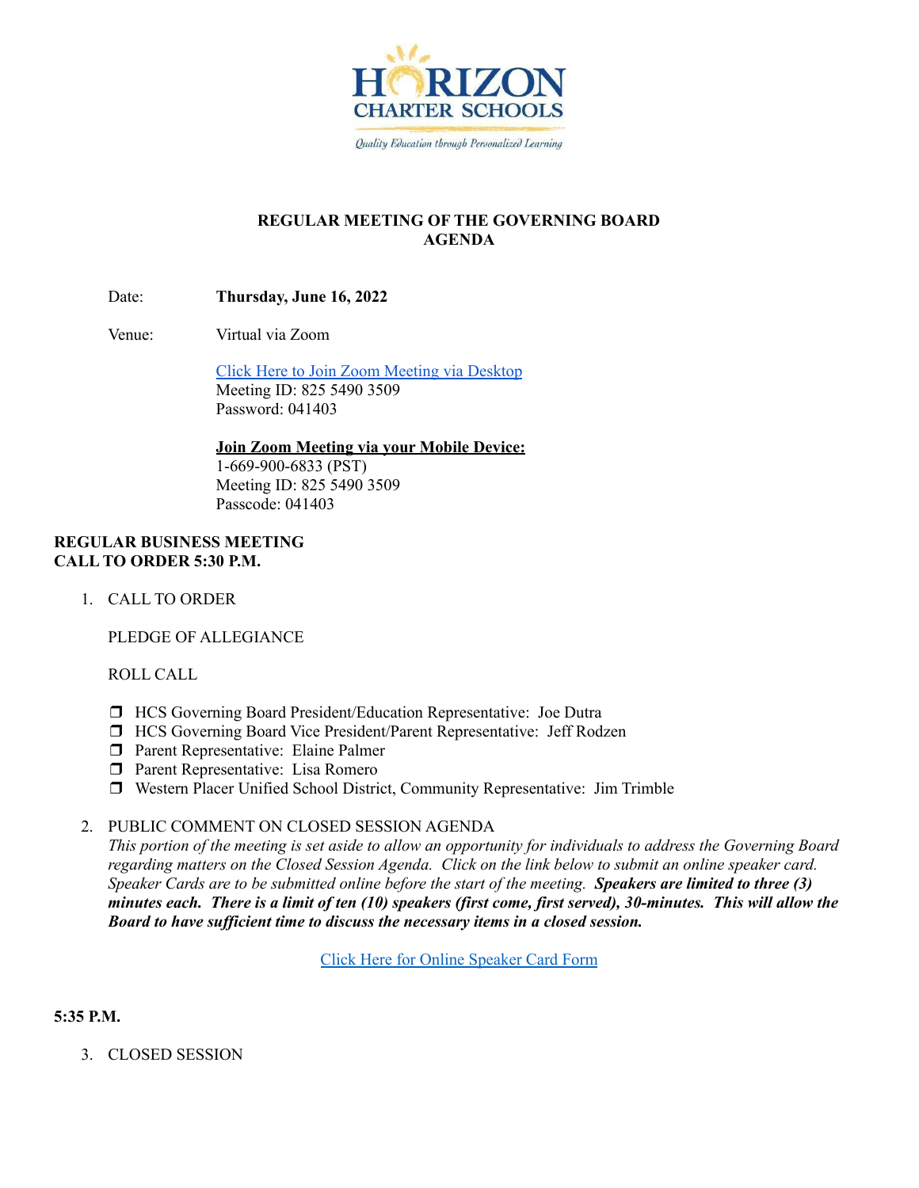**HORIZON CHARTER SCHOOLS**

*Quality Education through Personalized Learning*

# REGULAR MEETING OF THE GOVERNING BOARD AGENDA

Date: **Thursday, June 16, 2022**

Venue: Virtual via Zoom

[Click Here to Join Zoom Meeting via Desktop]
Meeting ID: 825 5490 3509
Password: 041403

**Join Zoom Meeting via your Mobile Device:**
1-669-900-6833 (PST)
Meeting ID: 825 5490 3509
Passcode: 041403

**REGULAR BUSINESS MEETING**
**CALL TO ORDER 5:30 P.M.**

1. CALL TO ORDER

   PLEDGE OF ALLEGIANCE

   ROLL CALL

   - ❒ HCS Governing Board President/Education Representative: Joe Dutra
   - ❒ HCS Governing Board Vice President/Parent Representative: Jeff Rodzen
   - ❒ Parent Representative: Elaine Palmer
   - ❒ Parent Representative: Lisa Romero
   - ❒ Western Placer Unified School District, Community Representative: Jim Trimble

2. PUBLIC COMMENT ON CLOSED SESSION AGENDA
   *This portion of the meeting is set aside to allow an opportunity for individuals to address the Governing Board regarding matters on the Closed Session Agenda. Click on the link below to submit an online speaker card. Speaker Cards are to be submitted online before the start of the meeting.* ***Speakers are limited to three (3) minutes each. There is a limit of ten (10) speakers (first come, first served), 30-minutes. This will allow the Board to have sufficient time to discuss the necessary items in a closed session.***

   [Click Here for Online Speaker Card Form]

**5:35 P.M.**

3. CLOSED SESSION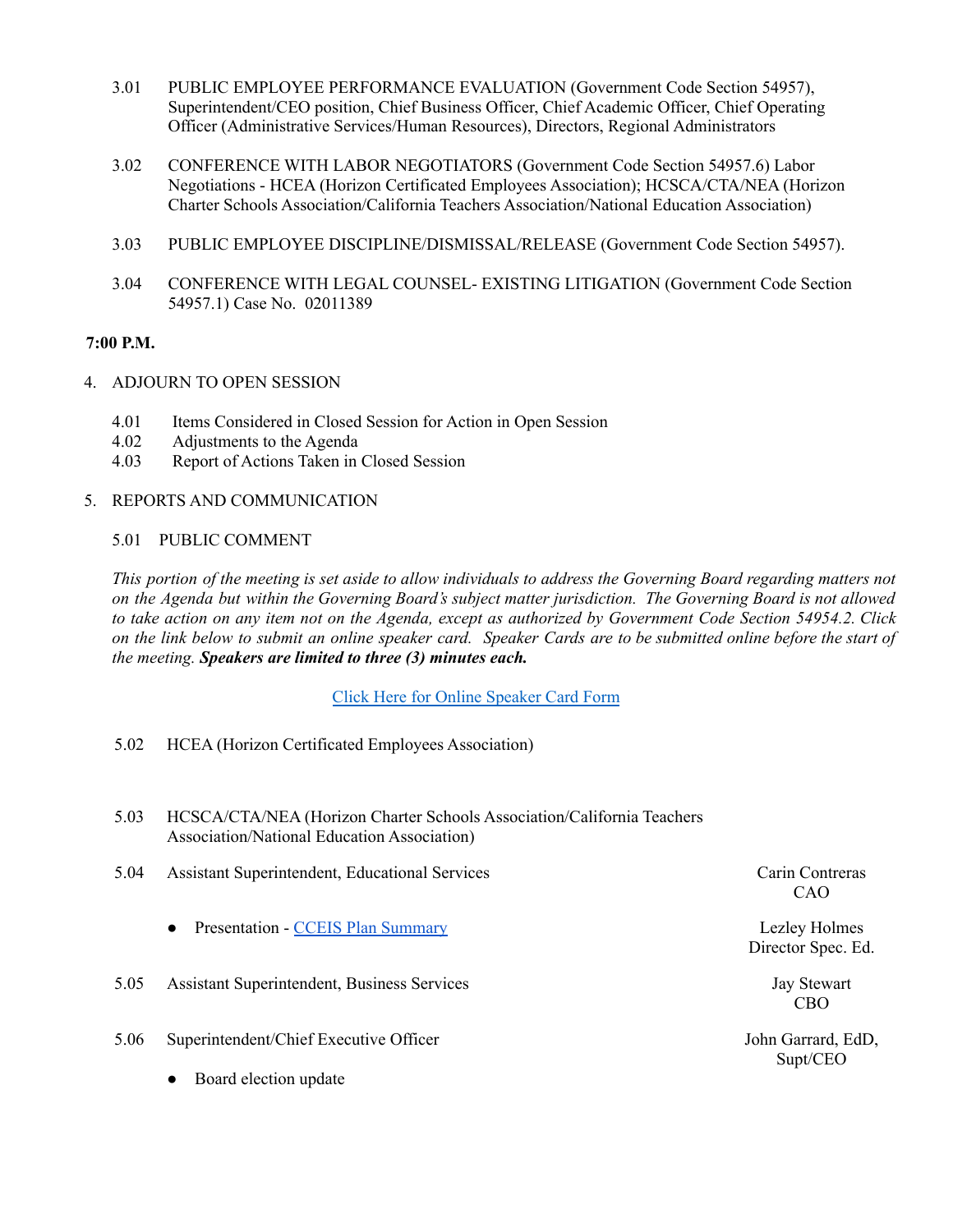3.01 PUBLIC EMPLOYEE PERFORMANCE EVALUATION (Government Code Section 54957), Superintendent/CEO position, Chief Business Officer, Chief Academic Officer, Chief Operating Officer (Administrative Services/Human Resources), Directors, Regional Administrators

3.02 CONFERENCE WITH LABOR NEGOTIATORS (Government Code Section 54957.6) Labor Negotiations - HCEA (Horizon Certificated Employees Association); HCSCA/CTA/NEA (Horizon Charter Schools Association/California Teachers Association/National Education Association)

3.03 PUBLIC EMPLOYEE DISCIPLINE/DISMISSAL/RELEASE (Government Code Section 54957).

3.04 CONFERENCE WITH LEGAL COUNSEL- EXISTING LITIGATION (Government Code Section 54957.1) Case No. 02011389

**7:00 P.M.**

4. ADJOURN TO OPEN SESSION

4.01 Items Considered in Closed Session for Action in Open Session
4.02 Adjustments to the Agenda
4.03 Report of Actions Taken in Closed Session

5. REPORTS AND COMMUNICATION

5.01 PUBLIC COMMENT

*This portion of the meeting is set aside to allow individuals to address the Governing Board regarding matters not on the Agenda but within the Governing Board's subject matter jurisdiction. The Governing Board is not allowed to take action on any item not on the Agenda, except as authorized by Government Code Section 54954.2. Click on the link below to submit an online speaker card. Speaker Cards are to be submitted online before the start of the meeting.* ***Speakers are limited to three (3) minutes each.***

Click Here for Online Speaker Card Form

5.02 HCEA (Horizon Certificated Employees Association)

5.03 HCSCA/CTA/NEA (Horizon Charter Schools Association/California Teachers Association/National Education Association)

5.04 Assistant Superintendent, Educational Services — Carin Contreras, CAO

- Presentation - CCEIS Plan Summary — Lezley Holmes, Director Spec. Ed.

5.05 Assistant Superintendent, Business Services — Jay Stewart, CBO

5.06 Superintendent/Chief Executive Officer — John Garrard, EdD, Supt/CEO

- Board election update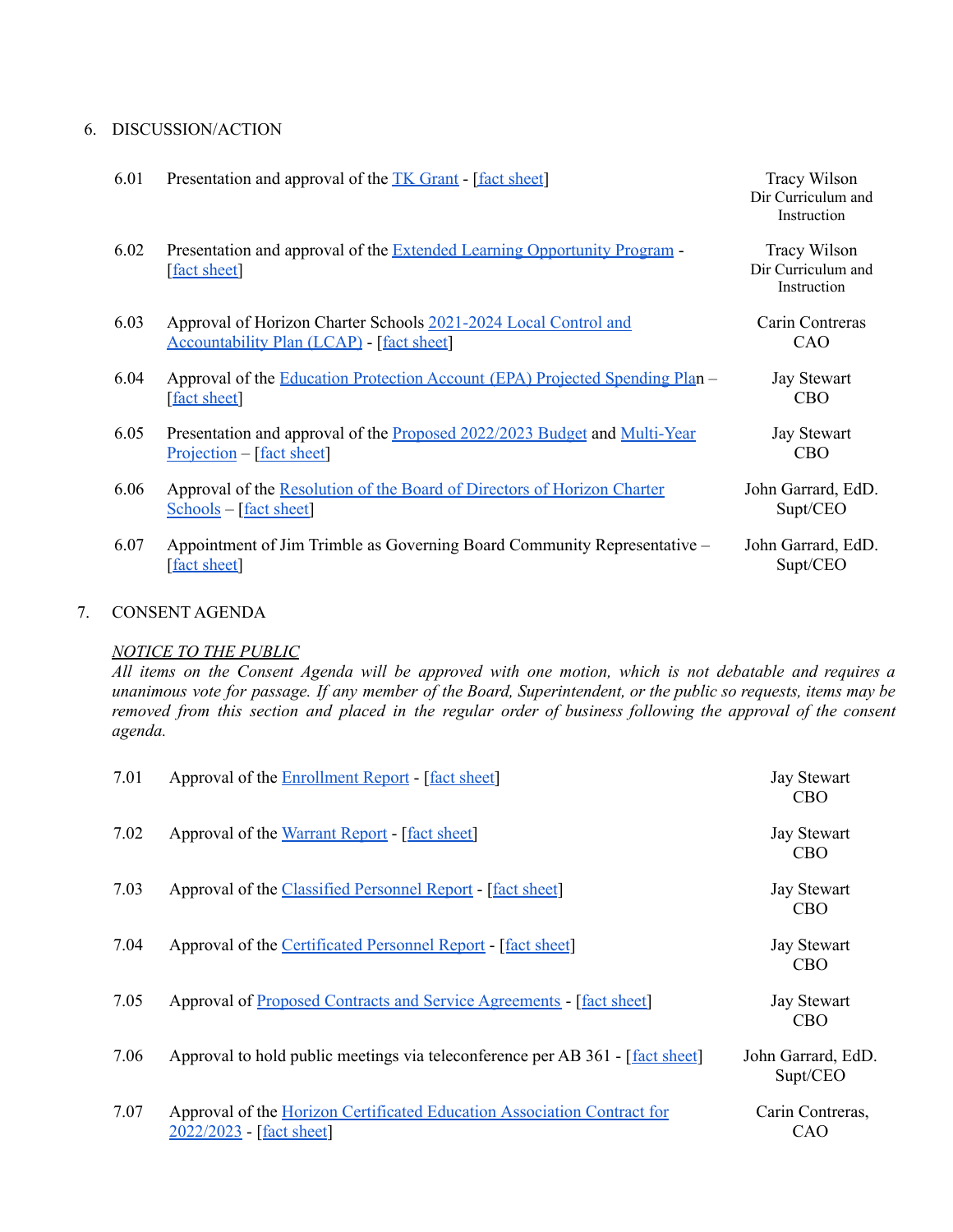## 6. DISCUSSION/ACTION

| | | |
|---|---|---|
| 6.01 | Presentation and approval of the TK Grant - [fact sheet] | Tracy Wilson<br>Dir Curriculum and Instruction |
| 6.02 | Presentation and approval of the Extended Learning Opportunity Program - [fact sheet] | Tracy Wilson<br>Dir Curriculum and Instruction |
| 6.03 | Approval of Horizon Charter Schools 2021-2024 Local Control and Accountability Plan (LCAP) - [fact sheet] | Carin Contreras<br>CAO |
| 6.04 | Approval of the Education Protection Account (EPA) Projected Spending Plan – [fact sheet] | Jay Stewart<br>CBO |
| 6.05 | Presentation and approval of the Proposed 2022/2023 Budget and Multi-Year Projection – [fact sheet] | Jay Stewart<br>CBO |
| 6.06 | Approval of the Resolution of the Board of Directors of Horizon Charter Schools – [fact sheet] | John Garrard, EdD.<br>Supt/CEO |
| 6.07 | Appointment of Jim Trimble as Governing Board Community Representative – [fact sheet] | John Garrard, EdD.<br>Supt/CEO |

## 7. CONSENT AGENDA

*NOTICE TO THE PUBLIC*

*All items on the Consent Agenda will be approved with one motion, which is not debatable and requires a unanimous vote for passage. If any member of the Board, Superintendent, or the public so requests, items may be removed from this section and placed in the regular order of business following the approval of the consent agenda.*

| | | |
|---|---|---|
| 7.01 | Approval of the Enrollment Report - [fact sheet] | Jay Stewart<br>CBO |
| 7.02 | Approval of the Warrant Report - [fact sheet] | Jay Stewart<br>CBO |
| 7.03 | Approval of the Classified Personnel Report - [fact sheet] | Jay Stewart<br>CBO |
| 7.04 | Approval of the Certificated Personnel Report - [fact sheet] | Jay Stewart<br>CBO |
| 7.05 | Approval of Proposed Contracts and Service Agreements - [fact sheet] | Jay Stewart<br>CBO |
| 7.06 | Approval to hold public meetings via teleconference per AB 361 - [fact sheet] | John Garrard, EdD.<br>Supt/CEO |
| 7.07 | Approval of the Horizon Certificated Education Association Contract for 2022/2023 - [fact sheet] | Carin Contreras,<br>CAO |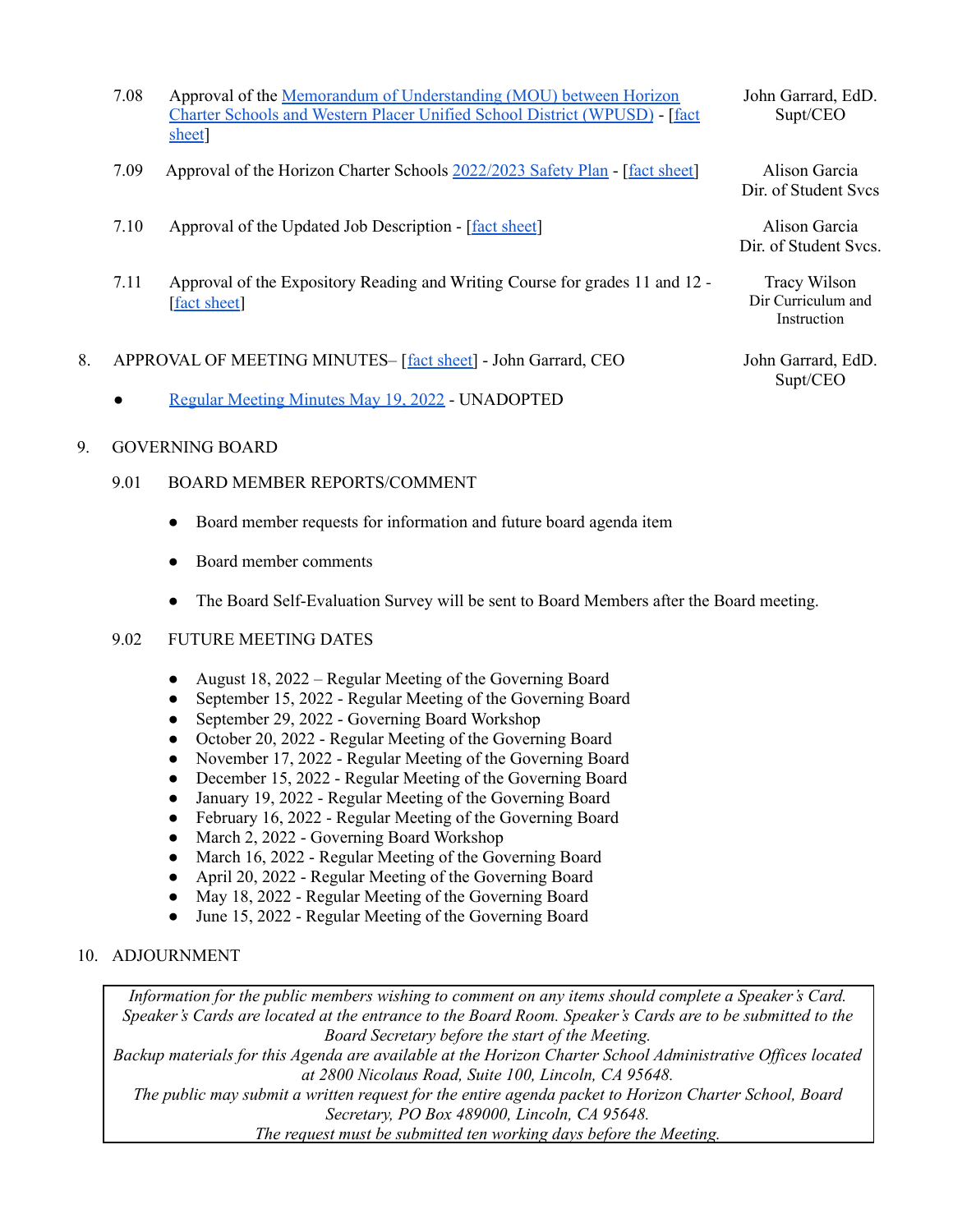7.08 Approval of the Memorandum of Understanding (MOU) between Horizon Charter Schools and Western Placer Unified School District (WPUSD) - [fact sheet] — John Garrard, EdD. Supt/CEO

7.09 Approval of the Horizon Charter Schools 2022/2023 Safety Plan - [fact sheet] — Alison Garcia, Dir. of Student Svcs

7.10 Approval of the Updated Job Description - [fact sheet] — Alison Garcia, Dir. of Student Svcs.

7.11 Approval of the Expository Reading and Writing Course for grades 11 and 12 - [fact sheet] — Tracy Wilson, Dir Curriculum and Instruction

8. APPROVAL OF MEETING MINUTES– [fact sheet] - John Garrard, CEO — John Garrard, EdD. Supt/CEO

- Regular Meeting Minutes May 19, 2022 - UNADOPTED

9. GOVERNING BOARD

9.01 BOARD MEMBER REPORTS/COMMENT

- Board member requests for information and future board agenda item
- Board member comments
- The Board Self-Evaluation Survey will be sent to Board Members after the Board meeting.

9.02 FUTURE MEETING DATES

- August 18, 2022 – Regular Meeting of the Governing Board
- September 15, 2022 - Regular Meeting of the Governing Board
- September 29, 2022 - Governing Board Workshop
- October 20, 2022 - Regular Meeting of the Governing Board
- November 17, 2022 - Regular Meeting of the Governing Board
- December 15, 2022 - Regular Meeting of the Governing Board
- January 19, 2022 - Regular Meeting of the Governing Board
- February 16, 2022 - Regular Meeting of the Governing Board
- March 2, 2022 - Governing Board Workshop
- March 16, 2022 - Regular Meeting of the Governing Board
- April 20, 2022 - Regular Meeting of the Governing Board
- May 18, 2022 - Regular Meeting of the Governing Board
- June 15, 2022 - Regular Meeting of the Governing Board

10. ADJOURNMENT

*Information for the public members wishing to comment on any items should complete a Speaker's Card. Speaker's Cards are located at the entrance to the Board Room. Speaker's Cards are to be submitted to the Board Secretary before the start of the Meeting.*
*Backup materials for this Agenda are available at the Horizon Charter School Administrative Offices located at 2800 Nicolaus Road, Suite 100, Lincoln, CA 95648.*
*The public may submit a written request for the entire agenda packet to Horizon Charter School, Board Secretary, PO Box 489000, Lincoln, CA 95648.*
*The request must be submitted ten working days before the Meeting.*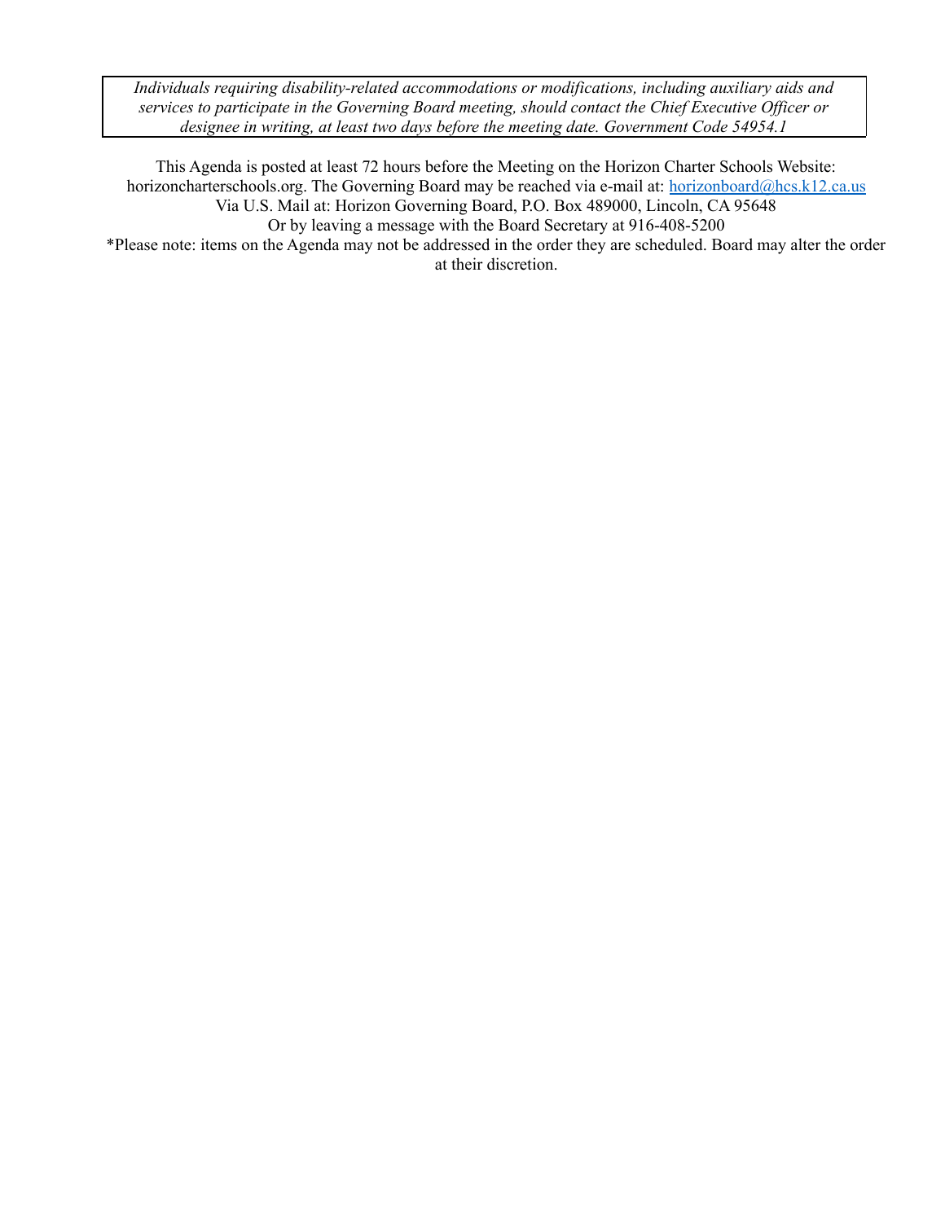*Individuals requiring disability-related accommodations or modifications, including auxiliary aids and services to participate in the Governing Board meeting, should contact the Chief Executive Officer or designee in writing, at least two days before the meeting date. Government Code 54954.1*

This Agenda is posted at least 72 hours before the Meeting on the Horizon Charter Schools Website: horizoncharterschools.org. The Governing Board may be reached via e-mail at: horizonboard@hcs.k12.ca.us
Via U.S. Mail at: Horizon Governing Board, P.O. Box 489000, Lincoln, CA 95648
Or by leaving a message with the Board Secretary at 916-408-5200
*Please note: items on the Agenda may not be addressed in the order they are scheduled. Board may alter the order at their discretion.